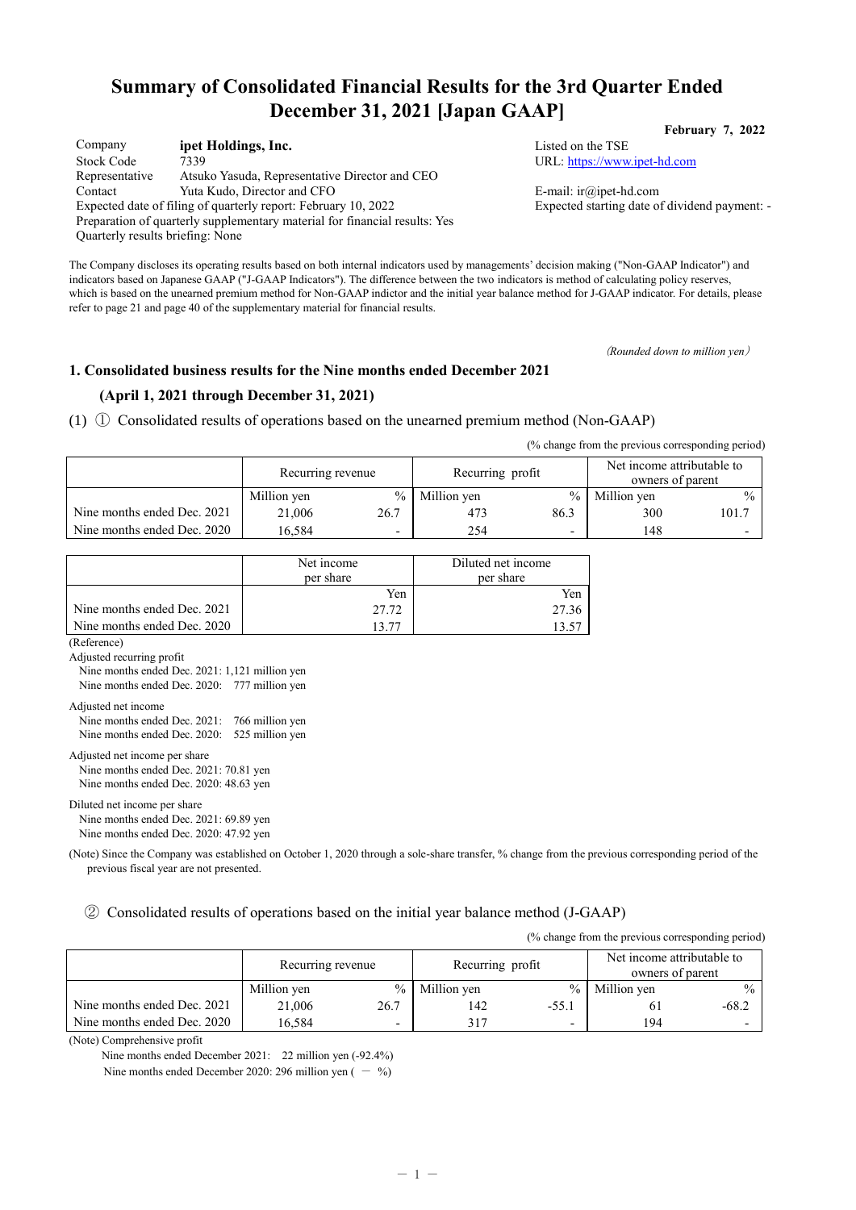# Summary of Consolidated Financial Results for the 3rd Quarter Ended December 31, 2021 [Japan GAAP]

**February 7, 2022**

| | | |
|---|---|---|
| Company | **ipet Holdings, Inc.** | Listed on the TSE |
| Stock Code | 7339 | URL: https://www.ipet-hd.com |
| Representative | Atsuko Yasuda, Representative Director and CEO | |
| Contact | Yuta Kudo, Director and CFO | E-mail: ir@ipet-hd.com |

Expected date of filing of quarterly report: February 10, 2022　　Expected starting date of dividend payment: -
Preparation of quarterly supplementary material for financial results: Yes
Quarterly results briefing: None

The Company discloses its operating results based on both internal indicators used by managements' decision making ("Non-GAAP Indicator") and indicators based on Japanese GAAP ("J-GAAP Indicators"). The difference between the two indicators is method of calculating policy reserves, which is based on the unearned premium method for Non-GAAP indictor and the initial year balance method for J-GAAP indicator. For details, please refer to page 21 and page 40 of the supplementary material for financial results.

(Rounded down to million yen)

## 1. Consolidated business results for the Nine months ended December 2021 (April 1, 2021 through December 31, 2021)

(1) ① Consolidated results of operations based on the unearned premium method (Non-GAAP)

(% change from the previous corresponding period)

| | Recurring revenue | | Recurring profit | | Net income attributable to owners of parent | |
|---|---|---|---|---|---|---|
| | Million yen | % | Million yen | % | Million yen | % |
| Nine months ended Dec. 2021 | 21,006 | 26.7 | 473 | 86.3 | 300 | 101.7 |
| Nine months ended Dec. 2020 | 16,584 | - | 254 | - | 148 | - |

| | Net income per share | Diluted net income per share |
|---|---|---|
| | Yen | Yen |
| Nine months ended Dec. 2021 | 27.72 | 27.36 |
| Nine months ended Dec. 2020 | 13.77 | 13.57 |

(Reference)

Adjusted recurring profit
- Nine months ended Dec. 2021: 1,121 million yen
- Nine months ended Dec. 2020: 777 million yen

Adjusted net income
- Nine months ended Dec. 2021: 766 million yen
- Nine months ended Dec. 2020: 525 million yen

Adjusted net income per share
- Nine months ended Dec. 2021: 70.81 yen
- Nine months ended Dec. 2020: 48.63 yen

Diluted net income per share
- Nine months ended Dec. 2021: 69.89 yen
- Nine months ended Dec. 2020: 47.92 yen

(Note) Since the Company was established on October 1, 2020 through a sole-share transfer, % change from the previous corresponding period of the previous fiscal year are not presented.

② Consolidated results of operations based on the initial year balance method (J-GAAP)

(% change from the previous corresponding period)

| | Recurring revenue | | Recurring profit | | Net income attributable to owners of parent | |
|---|---|---|---|---|---|---|
| | Million yen | % | Million yen | % | Million yen | % |
| Nine months ended Dec. 2021 | 21,006 | 26.7 | 142 | -55.1 | 61 | -68.2 |
| Nine months ended Dec. 2020 | 16,584 | - | 317 | - | 194 | - |

(Note) Comprehensive profit

Nine months ended December 2021: 22 million yen (-92.4%)

Nine months ended December 2020: 296 million yen ( － %)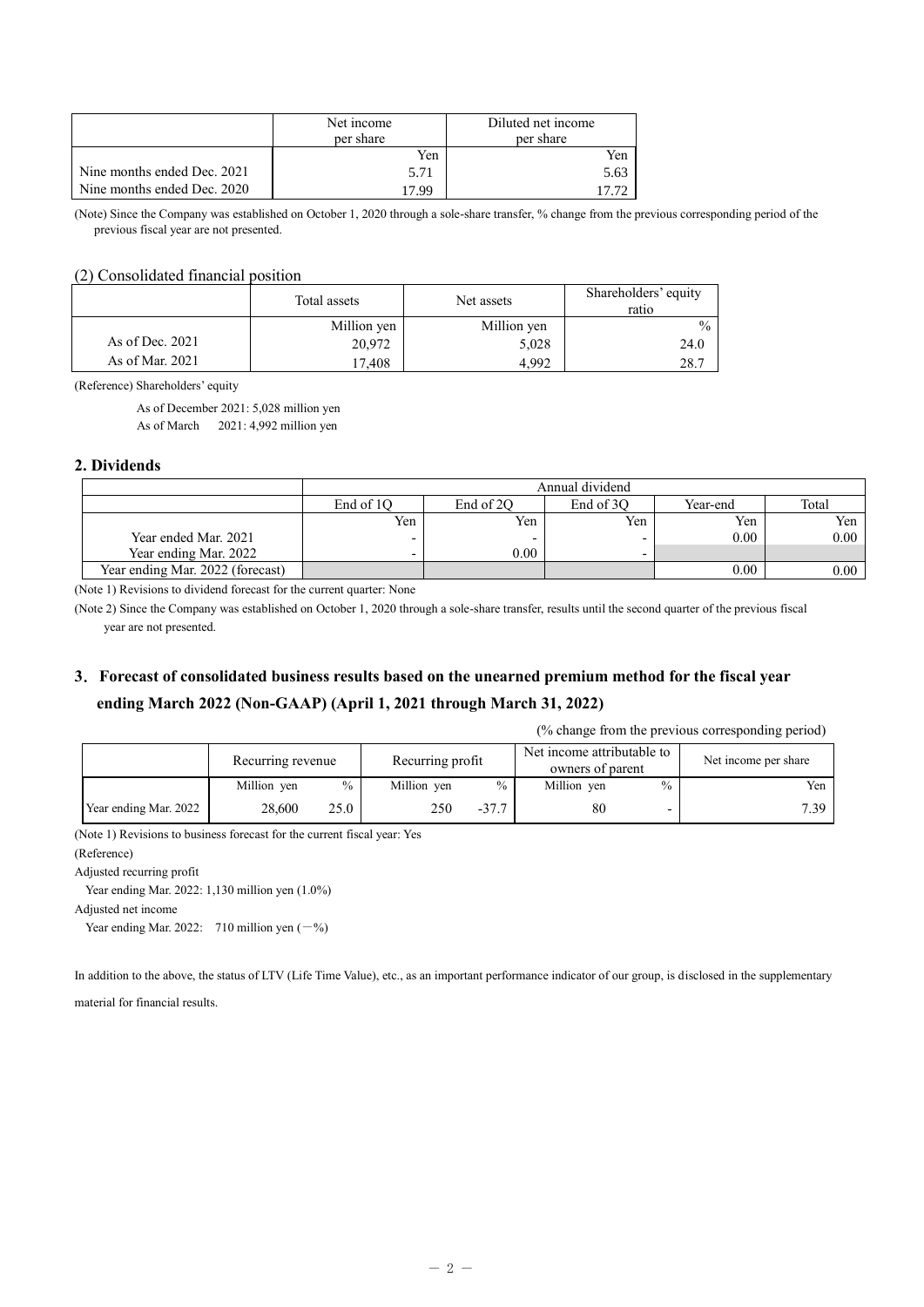| | Net income per share | Diluted net income per share |
|---|---|---|
| | Yen | Yen |
| Nine months ended Dec. 2021 | 5.71 | 5.63 |
| Nine months ended Dec. 2020 | 17.99 | 17.72 |

(Note) Since the Company was established on October 1, 2020 through a sole-share transfer, % change from the previous corresponding period of the previous fiscal year are not presented.

### (2) Consolidated financial position

| | Total assets | Net assets | Shareholders' equity ratio |
|---|---|---|---|
| | Million yen | Million yen | % |
| As of Dec. 2021 | 20,972 | 5,028 | 24.0 |
| As of Mar. 2021 | 17,408 | 4,992 | 28.7 |

(Reference) Shareholders' equity

As of December 2021: 5,028 million yen
As of March 2021: 4,992 million yen

## 2. Dividends

| | Annual dividend | | | | |
|---|---|---|---|---|---|
| | End of 1Q | End of 2Q | End of 3Q | Year-end | Total |
| | Yen | Yen | Yen | Yen | Yen |
| Year ended Mar. 2021 | - | - | - | 0.00 | 0.00 |
| Year ending Mar. 2022 | - | 0.00 | - | | |
| Year ending Mar. 2022 (forecast) | | | | 0.00 | 0.00 |

(Note 1) Revisions to dividend forecast for the current quarter: None

(Note 2) Since the Company was established on October 1, 2020 through a sole-share transfer, results until the second quarter of the previous fiscal year are not presented.

## 3. Forecast of consolidated business results based on the unearned premium method for the fiscal year ending March 2022 (Non-GAAP) (April 1, 2021 through March 31, 2022)

(% change from the previous corresponding period)

| | Recurring revenue | | Recurring profit | | Net income attributable to owners of parent | | Net income per share |
|---|---|---|---|---|---|---|---|
| | Million yen | % | Million yen | % | Million yen | % | Yen |
| Year ending Mar. 2022 | 28,600 | 25.0 | 250 | -37.7 | 80 | - | 7.39 |

(Note 1) Revisions to business forecast for the current fiscal year: Yes

(Reference)

Adjusted recurring profit

Year ending Mar. 2022: 1,130 million yen (1.0%)

Adjusted net income

Year ending Mar. 2022: 710 million yen (－%)

In addition to the above, the status of LTV (Life Time Value), etc., as an important performance indicator of our group, is disclosed in the supplementary material for financial results.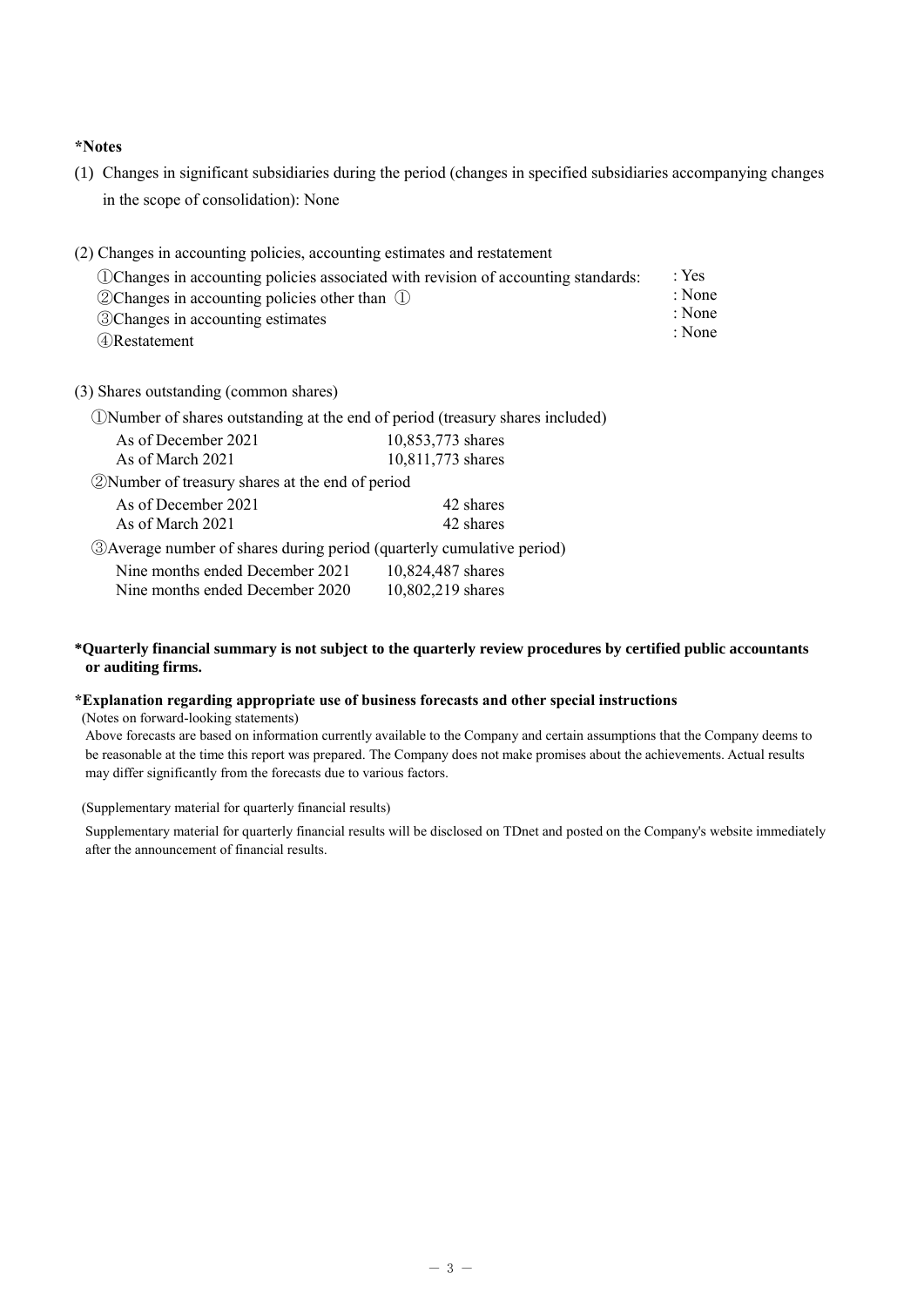**\*Notes**

(1) Changes in significant subsidiaries during the period (changes in specified subsidiaries accompanying changes in the scope of consolidation): None

(2) Changes in accounting policies, accounting estimates and restatement

| | |
|---|---|
| ①Changes in accounting policies associated with revision of accounting standards: | : Yes |
| ②Changes in accounting policies other than ① | : None |
| ③Changes in accounting estimates | : None |
| ④Restatement | : None |

(3) Shares outstanding (common shares)

①Number of shares outstanding at the end of period (treasury shares included)

| | |
|---|---|
| As of December 2021 | 10,853,773 shares |
| As of March 2021 | 10,811,773 shares |

②Number of treasury shares at the end of period

| | |
|---|---|
| As of December 2021 | 42 shares |
| As of March 2021 | 42 shares |

③Average number of shares during period (quarterly cumulative period)

| | |
|---|---|
| Nine months ended December 2021 | 10,824,487 shares |
| Nine months ended December 2020 | 10,802,219 shares |

**\*Quarterly financial summary is not subject to the quarterly review procedures by certified public accountants or auditing firms.**

**\*Explanation regarding appropriate use of business forecasts and other special instructions**

(Notes on forward-looking statements)

Above forecasts are based on information currently available to the Company and certain assumptions that the Company deems to be reasonable at the time this report was prepared. The Company does not make promises about the achievements. Actual results may differ significantly from the forecasts due to various factors.

(Supplementary material for quarterly financial results)

Supplementary material for quarterly financial results will be disclosed on TDnet and posted on the Company's website immediately after the announcement of financial results.